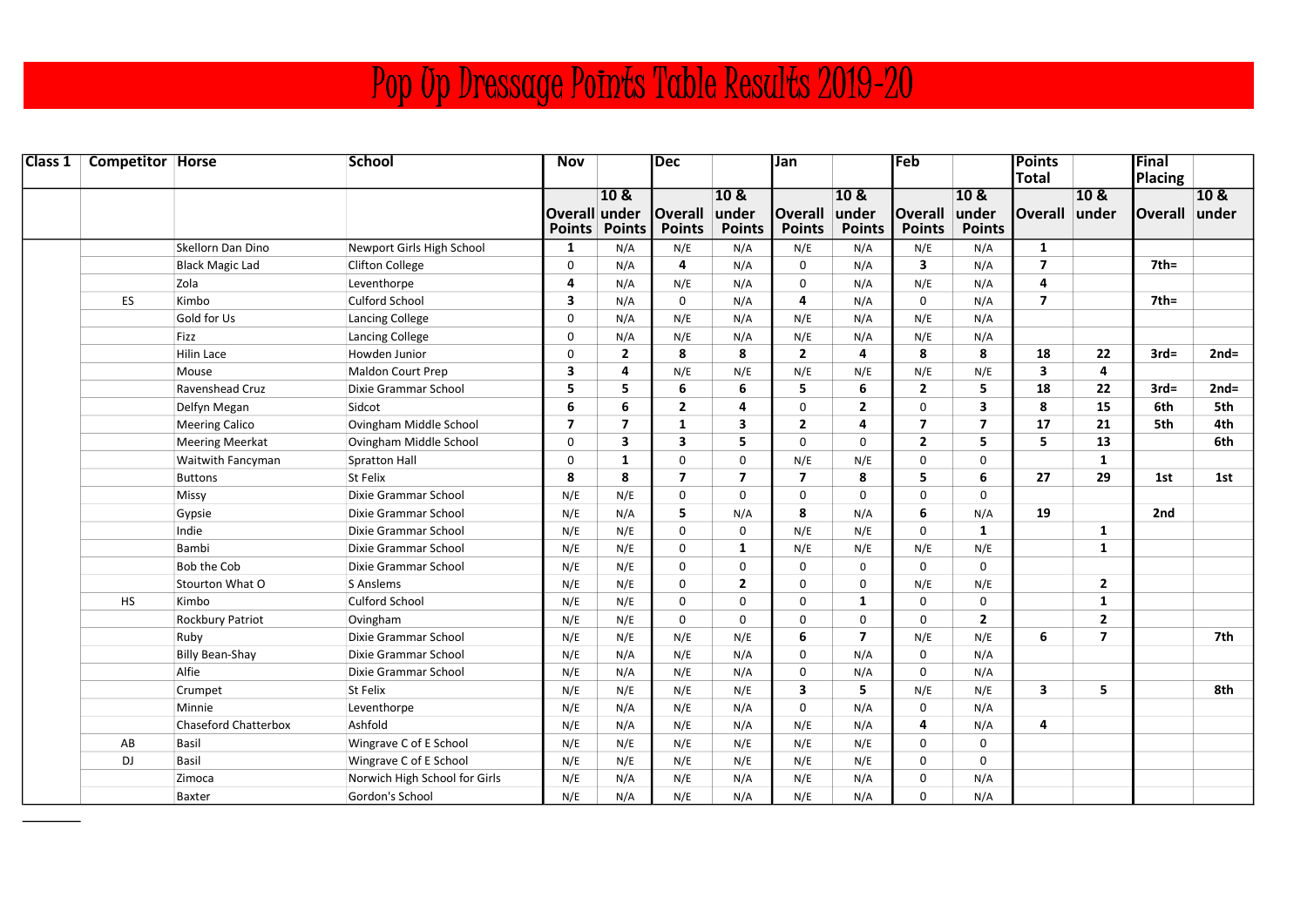# Pop Up Dressage Points Table Results 2019-20

| Class 1 | Competitor | Horse | School | Nov | | Dec | | Jan | | Feb | | Points Total | | Final Placing | |
|---|---|---|---|---|---|---|---|---|---|---|---|---|---|---|---|
| | | | | Overall Points | 10 & under Points | Overall Points | 10 & under Points | Overall Points | 10 & under Points | Overall Points | 10 & under Points | Overall | 10 & under | Overall | 10 & under |
| | | Skellorn Dan Dino | Newport Girls High School | **1** | N/A | N/E | N/A | N/E | N/A | N/E | N/A | **1** | | | |
| | | Black Magic Lad | Clifton College | 0 | N/A | **4** | N/A | 0 | N/A | **3** | N/A | **7** | | **7th=** | |
| | | Zola | Leventhorpe | **4** | N/A | N/E | N/A | 0 | N/A | N/E | N/A | **4** | | | |
| | ES | Kimbo | Culford School | **3** | N/A | 0 | N/A | **4** | N/A | 0 | N/A | **7** | | **7th=** | |
| | | Gold for Us | Lancing College | 0 | N/A | N/E | N/A | N/E | N/A | N/E | N/A | | | | |
| | | Fizz | Lancing College | 0 | N/A | N/E | N/A | N/E | N/A | N/E | N/A | | | | |
| | | Hilin Lace | Howden Junior | 0 | **2** | **8** | **8** | **2** | **4** | **8** | **8** | **18** | **22** | **3rd=** | **2nd=** |
| | | Mouse | Maldon Court Prep | **3** | **4** | N/E | N/E | N/E | N/E | N/E | N/E | **3** | **4** | | |
| | | Ravenshead Cruz | Dixie Grammar School | **5** | **5** | **6** | **6** | **5** | **6** | **2** | **5** | **18** | **22** | **3rd=** | **2nd=** |
| | | Delfyn Megan | Sidcot | **6** | **6** | **2** | **4** | 0 | **2** | 0 | **3** | **8** | **15** | **6th** | **5th** |
| | | Meering Calico | Ovingham Middle School | **7** | **7** | **1** | **3** | **2** | **4** | **7** | **7** | **17** | **21** | **5th** | **4th** |
| | | Meering Meerkat | Ovingham Middle School | 0 | **3** | **3** | **5** | 0 | 0 | **2** | **5** | **5** | **13** | | **6th** |
| | | Waitwith Fancyman | Spratton Hall | 0 | **1** | 0 | 0 | N/E | N/E | 0 | 0 | | **1** | | |
| | | Buttons | St Felix | **8** | **8** | **7** | **7** | **7** | **8** | **5** | **6** | **27** | **29** | **1st** | **1st** |
| | | Missy | Dixie Grammar School | N/E | N/E | 0 | 0 | 0 | 0 | 0 | 0 | | | | |
| | | Gypsie | Dixie Grammar School | N/E | N/A | **5** | N/A | **8** | N/A | **6** | N/A | **19** | | **2nd** | |
| | | Indie | Dixie Grammar School | N/E | N/E | 0 | 0 | N/E | N/E | 0 | **1** | | **1** | | |
| | | Bambi | Dixie Grammar School | N/E | N/E | 0 | **1** | N/E | N/E | N/E | N/E | | **1** | | |
| | | Bob the Cob | Dixie Grammar School | N/E | N/E | 0 | 0 | 0 | 0 | 0 | 0 | | | | |
| | | Stourton What O | S Anslems | N/E | N/E | 0 | **2** | 0 | 0 | N/E | N/E | | **2** | | |
| | HS | Kimbo | Culford School | N/E | N/E | 0 | 0 | 0 | **1** | 0 | 0 | | **1** | | |
| | | Rockbury Patriot | Ovingham | N/E | N/E | 0 | 0 | 0 | 0 | 0 | **2** | | **2** | | |
| | | Ruby | Dixie Grammar School | N/E | N/E | N/E | N/E | **6** | **7** | N/E | N/E | **6** | **7** | | **7th** |
| | | Billy Bean-Shay | Dixie Grammar School | N/E | N/A | N/E | N/A | 0 | N/A | 0 | N/A | | | | |
| | | Alfie | Dixie Grammar School | N/E | N/A | N/E | N/A | 0 | N/A | 0 | N/A | | | | |
| | | Crumpet | St Felix | N/E | N/E | N/E | N/E | **3** | **5** | N/E | N/E | **3** | **5** | | **8th** |
| | | Minnie | Leventhorpe | N/E | N/A | N/E | N/A | 0 | N/A | 0 | N/A | | | | |
| | | Chaseford Chatterbox | Ashfold | N/E | N/A | N/E | N/A | N/E | N/A | **4** | N/A | **4** | | | |
| | AB | Basil | Wingrave C of E School | N/E | N/E | N/E | N/E | N/E | N/E | 0 | 0 | | | | |
| | DJ | Basil | Wingrave C of E School | N/E | N/E | N/E | N/E | N/E | N/E | 0 | 0 | | | | |
| | | Zimoca | Norwich High School for Girls | N/E | N/A | N/E | N/A | N/E | N/A | 0 | N/A | | | | |
| | | Baxter | Gordon's School | N/E | N/A | N/E | N/A | N/E | N/A | 0 | N/A | | | | |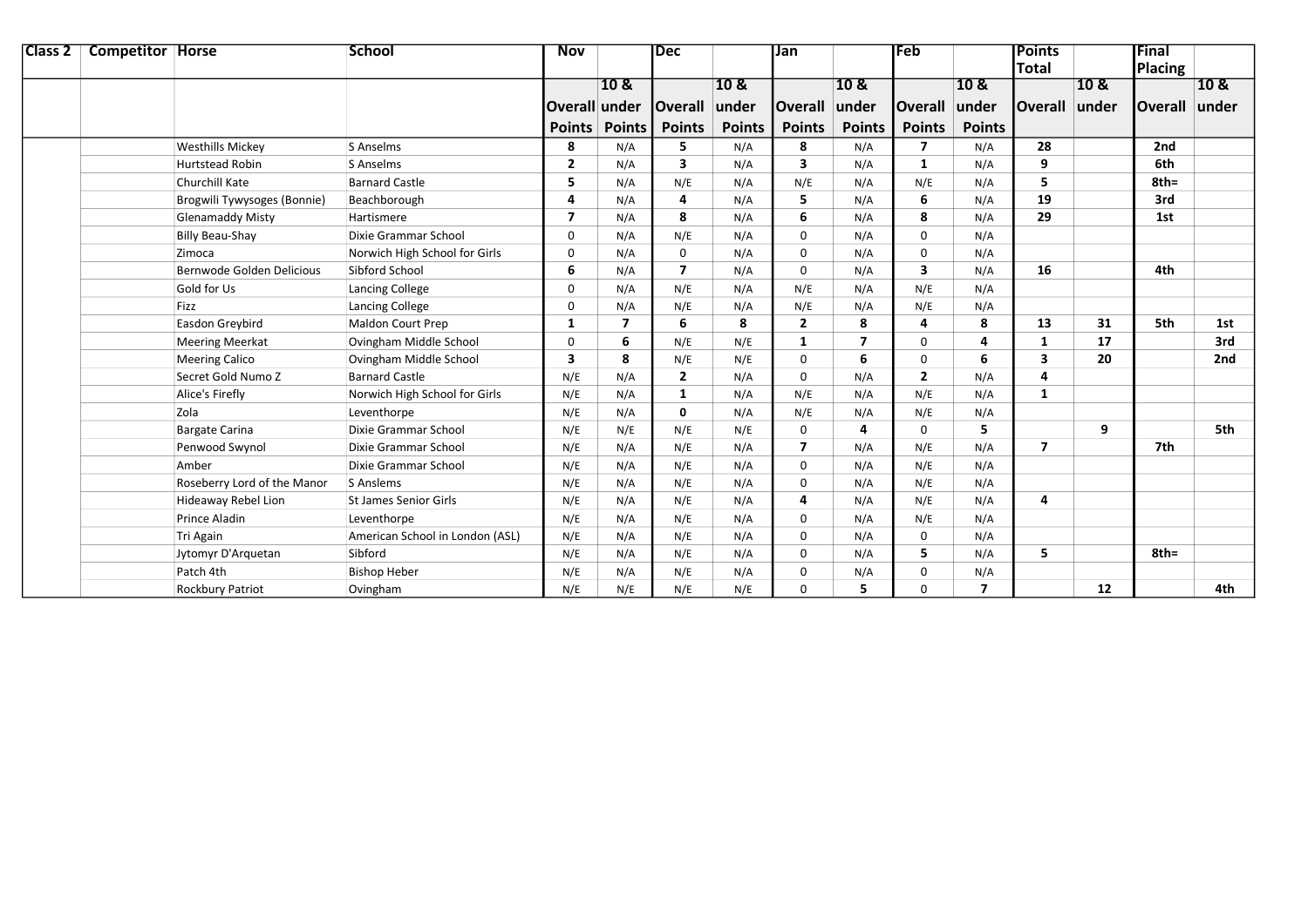| Class 2 | Competitor | Horse | School | Nov | | Dec | | Jan | | Feb | | Points Total | | Final Placing | |
|---|---|---|---|---|---|---|---|---|---|---|---|---|---|---|---|
| | | | | Overall Points | 10 & under Points | Overall Points | 10 & under Points | Overall Points | 10 & under Points | Overall Points | 10 & under Points | Overall | 10 & under | Overall | 10 & under |
| | | Westhills Mickey | S Anselms | **8** | N/A | **5** | N/A | **8** | N/A | **7** | N/A | **28** | | **2nd** | |
| | | Hurtstead Robin | S Anselms | **2** | N/A | **3** | N/A | **3** | N/A | **1** | N/A | **9** | | **6th** | |
| | | Churchill Kate | Barnard Castle | **5** | N/A | N/E | N/A | N/E | N/A | N/E | N/A | **5** | | **8th=** | |
| | | Brogwili Tywysoges (Bonnie) | Beachborough | **4** | N/A | **4** | N/A | **5** | N/A | **6** | N/A | **19** | | **3rd** | |
| | | Glenamaddy Misty | Hartismere | **7** | N/A | **8** | N/A | **6** | N/A | **8** | N/A | **29** | | **1st** | |
| | | Billy Beau-Shay | Dixie Grammar School | 0 | N/A | N/E | N/A | 0 | N/A | 0 | N/A | | | | |
| | | Zimoca | Norwich High School for Girls | 0 | N/A | 0 | N/A | 0 | N/A | 0 | N/A | | | | |
| | | Bernwode Golden Delicious | Sibford School | **6** | N/A | **7** | N/A | 0 | N/A | **3** | N/A | **16** | | **4th** | |
| | | Gold for Us | Lancing College | 0 | N/A | N/E | N/A | N/E | N/A | N/E | N/A | | | | |
| | | Fizz | Lancing College | 0 | N/A | N/E | N/A | N/E | N/A | N/E | N/A | | | | |
| | | Easdon Greybird | Maldon Court Prep | **1** | **7** | **6** | **8** | **2** | **8** | **4** | **8** | **13** | **31** | **5th** | **1st** |
| | | Meering Meerkat | Ovingham Middle School | 0 | **6** | N/E | N/E | **1** | **7** | 0 | **4** | **1** | **17** | | **3rd** |
| | | Meering Calico | Ovingham Middle School | **3** | **8** | N/E | N/E | 0 | **6** | 0 | **6** | **3** | **20** | | **2nd** |
| | | Secret Gold Numo Z | Barnard Castle | N/E | N/A | **2** | N/A | 0 | N/A | **2** | N/A | **4** | | | |
| | | Alice's Firefly | Norwich High School for Girls | N/E | N/A | **1** | N/A | N/E | N/A | N/E | N/A | **1** | | | |
| | | Zola | Leventhorpe | N/E | N/A | **0** | N/A | N/E | N/A | N/E | N/A | | | | |
| | | Bargate Carina | Dixie Grammar School | N/E | N/E | N/E | N/E | 0 | **4** | 0 | **5** | | **9** | | **5th** |
| | | Penwood Swynol | Dixie Grammar School | N/E | N/A | N/E | N/A | **7** | N/A | N/E | N/A | **7** | | **7th** | |
| | | Amber | Dixie Grammar School | N/E | N/A | N/E | N/A | 0 | N/A | N/E | N/A | | | | |
| | | Roseberry Lord of the Manor | S Anslems | N/E | N/A | N/E | N/A | 0 | N/A | N/E | N/A | | | | |
| | | Hideaway Rebel Lion | St James Senior Girls | N/E | N/A | N/E | N/A | **4** | N/A | N/E | N/A | **4** | | | |
| | | Prince Aladin | Leventhorpe | N/E | N/A | N/E | N/A | 0 | N/A | N/E | N/A | | | | |
| | | Tri Again | American School in London (ASL) | N/E | N/A | N/E | N/A | 0 | N/A | 0 | N/A | | | | |
| | | Jytomyr D'Arquetan | Sibford | N/E | N/A | N/E | N/A | 0 | N/A | **5** | N/A | **5** | | **8th=** | |
| | | Patch 4th | Bishop Heber | N/E | N/A | N/E | N/A | 0 | N/A | 0 | N/A | | | | |
| | | Rockbury Patriot | Ovingham | N/E | N/E | N/E | N/E | 0 | **5** | 0 | **7** | | **12** | | **4th** |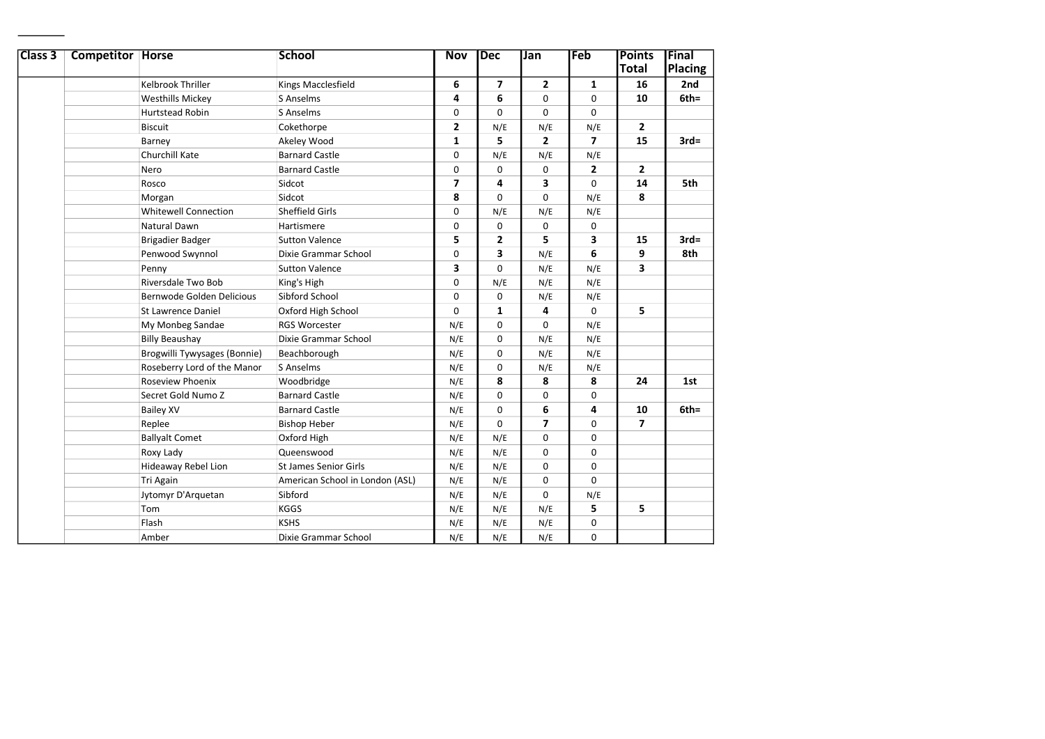| Class 3 | Competitor | Horse | School | Nov | Dec | Jan | Feb | Points Total | Final Placing |
|---|---|---|---|---|---|---|---|---|---|
| | | Kelbrook Thriller | Kings Macclesfield | **6** | **7** | **2** | **1** | **16** | **2nd** |
| | | Westhills Mickey | S Anselms | **4** | **6** | 0 | 0 | **10** | **6th=** |
| | | Hurtstead Robin | S Anselms | 0 | 0 | 0 | 0 | | |
| | | Biscuit | Cokethorpe | **2** | N/E | N/E | N/E | **2** | |
| | | Barney | Akeley Wood | **1** | **5** | **2** | **7** | **15** | **3rd=** |
| | | Churchill Kate | Barnard Castle | 0 | N/E | N/E | N/E | | |
| | | Nero | Barnard Castle | 0 | 0 | 0 | **2** | **2** | |
| | | Rosco | Sidcot | **7** | **4** | **3** | 0 | **14** | **5th** |
| | | Morgan | Sidcot | **8** | 0 | 0 | N/E | **8** | |
| | | Whitewell Connection | Sheffield Girls | 0 | N/E | N/E | N/E | | |
| | | Natural Dawn | Hartismere | 0 | 0 | 0 | 0 | | |
| | | Brigadier Badger | Sutton Valence | **5** | **2** | **5** | **3** | **15** | **3rd=** |
| | | Penwood Swynnol | Dixie Grammar School | 0 | **3** | N/E | **6** | **9** | **8th** |
| | | Penny | Sutton Valence | **3** | 0 | N/E | N/E | **3** | |
| | | Riversdale Two Bob | King's High | 0 | N/E | N/E | N/E | | |
| | | Bernwode Golden Delicious | Sibford School | 0 | 0 | N/E | N/E | | |
| | | St Lawrence Daniel | Oxford High School | 0 | **1** | **4** | 0 | **5** | |
| | | My Monbeg Sandae | RGS Worcester | N/E | 0 | 0 | N/E | | |
| | | Billy Beaushay | Dixie Grammar School | N/E | 0 | N/E | N/E | | |
| | | Brogwilli Tywysages (Bonnie) | Beachborough | N/E | 0 | N/E | N/E | | |
| | | Roseberry Lord of the Manor | S Anselms | N/E | 0 | N/E | N/E | | |
| | | Roseview Phoenix | Woodbridge | N/E | **8** | **8** | **8** | **24** | **1st** |
| | | Secret Gold Numo Z | Barnard Castle | N/E | 0 | 0 | 0 | | |
| | | Bailey XV | Barnard Castle | N/E | 0 | **6** | **4** | **10** | **6th=** |
| | | Replee | Bishop Heber | N/E | 0 | **7** | 0 | **7** | |
| | | Ballyalt Comet | Oxford High | N/E | N/E | 0 | 0 | | |
| | | Roxy Lady | Queenswood | N/E | N/E | 0 | 0 | | |
| | | Hideaway Rebel Lion | St James Senior Girls | N/E | N/E | 0 | 0 | | |
| | | Tri Again | American School in London (ASL) | N/E | N/E | 0 | 0 | | |
| | | Jytomyr D'Arquetan | Sibford | N/E | N/E | 0 | N/E | | |
| | | Tom | KGGS | N/E | N/E | N/E | **5** | **5** | |
| | | Flash | KSHS | N/E | N/E | N/E | 0 | | |
| | | Amber | Dixie Grammar School | N/E | N/E | N/E | 0 | | |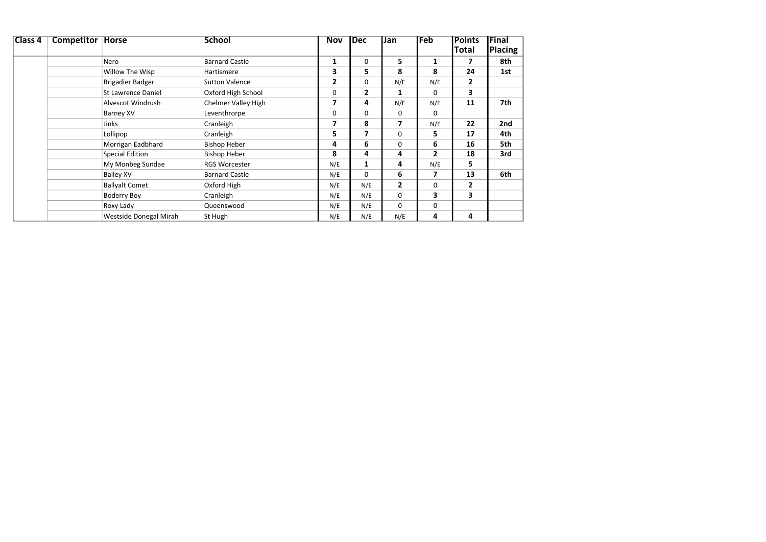| Class 4 | Competitor | Horse | School | Nov | Dec | Jan | Feb | Points Total | Final Placing |
|---|---|---|---|---|---|---|---|---|---|
| | | Nero | Barnard Castle | **1** | 0 | **5** | **1** | **7** | **8th** |
| | | Willow The Wisp | Hartismere | **3** | **5** | **8** | **8** | **24** | **1st** |
| | | Brigadier Badger | Sutton Valence | **2** | 0 | N/E | N/E | **2** | |
| | | St Lawrence Daniel | Oxford High School | 0 | **2** | **1** | 0 | **3** | |
| | | Alvescot Windrush | Chelmer Valley High | **7** | **4** | N/E | N/E | **11** | **7th** |
| | | Barney XV | Leventhrorpe | 0 | 0 | 0 | 0 | | |
| | | Jinks | Cranleigh | **7** | **8** | **7** | N/E | **22** | **2nd** |
| | | Lollipop | Cranleigh | **5** | **7** | 0 | **5** | **17** | **4th** |
| | | Morrigan Eadbhard | Bishop Heber | **4** | **6** | 0 | **6** | **16** | **5th** |
| | | Special Edition | Bishop Heber | **8** | **4** | **4** | **2** | **18** | **3rd** |
| | | My Monbeg Sundae | RGS Worcester | N/E | **1** | **4** | N/E | **5** | |
| | | Bailey XV | Barnard Castle | N/E | 0 | **6** | **7** | **13** | **6th** |
| | | Ballyalt Comet | Oxford High | N/E | N/E | **2** | 0 | **2** | |
| | | Boderry Boy | Cranleigh | N/E | N/E | 0 | **3** | **3** | |
| | | Roxy Lady | Queenswood | N/E | N/E | 0 | 0 | | |
| | | Westside Donegal Mirah | St Hugh | N/E | N/E | N/E | **4** | **4** | |